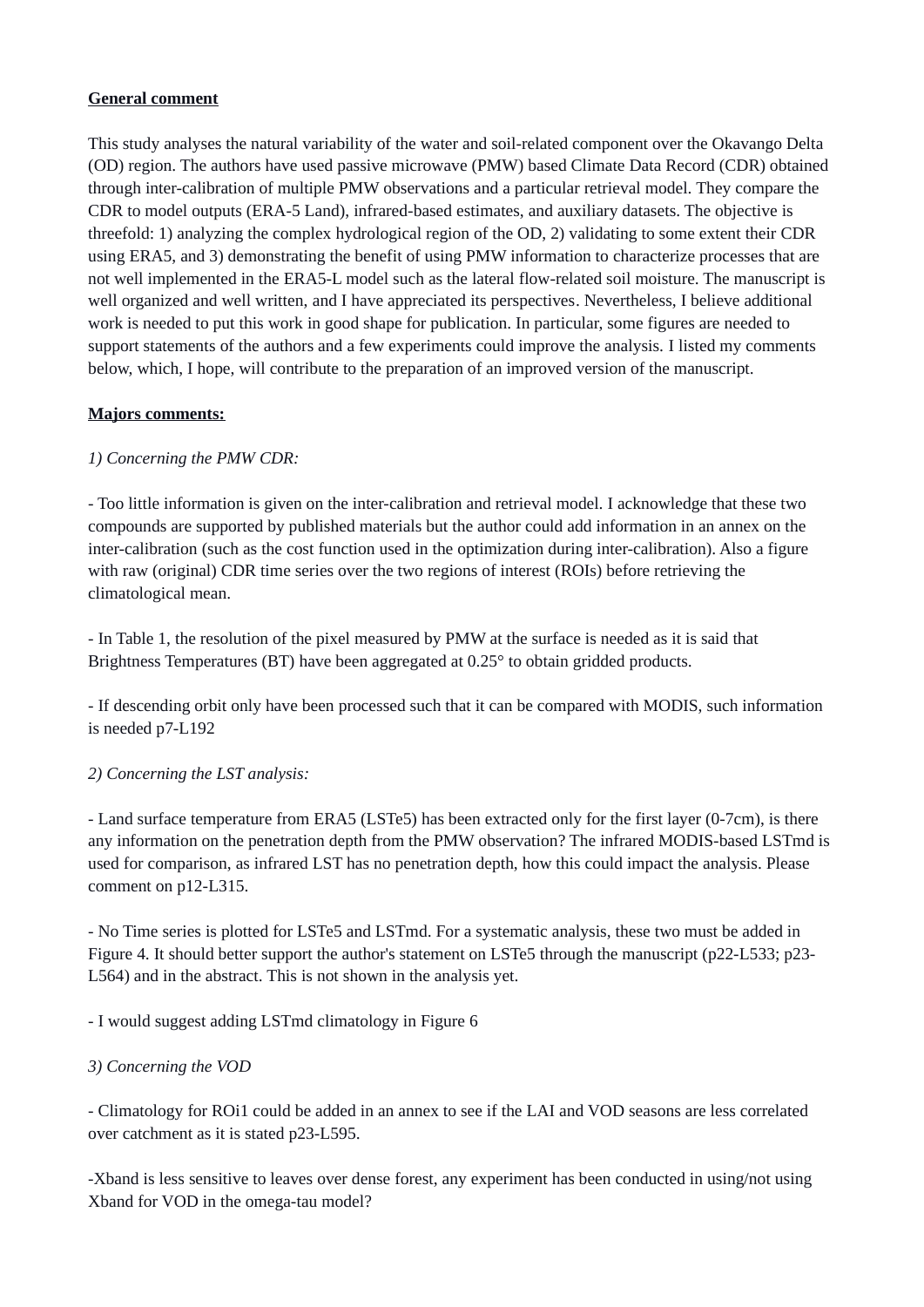**General comment**

This study analyses the natural variability of the water and soil-related component over the Okavango Delta (OD) region. The authors have used passive microwave (PMW) based Climate Data Record (CDR) obtained through inter-calibration of multiple PMW observations and a particular retrieval model. They compare the CDR to model outputs (ERA-5 Land), infrared-based estimates, and auxiliary datasets. The objective is threefold: 1) analyzing the complex hydrological region of the OD, 2) validating to some extent their CDR using ERA5, and 3) demonstrating the benefit of using PMW information to characterize processes that are not well implemented in the ERA5-L model such as the lateral flow-related soil moisture. The manuscript is well organized and well written, and I have appreciated its perspectives. Nevertheless, I believe additional work is needed to put this work in good shape for publication. In particular, some figures are needed to support statements of the authors and a few experiments could improve the analysis. I listed my comments below, which, I hope, will contribute to the preparation of an improved version of the manuscript.

**Majors comments:**

*1) Concerning the PMW CDR:*

- Too little information is given on the inter-calibration and retrieval model. I acknowledge that these two compounds are supported by published materials but the author could add information in an annex on the inter-calibration (such as the cost function used in the optimization during inter-calibration). Also a figure with raw (original) CDR time series over the two regions of interest (ROIs) before retrieving the climatological mean.

- In Table 1, the resolution of the pixel measured by PMW at the surface is needed as it is said that Brightness Temperatures (BT) have been aggregated at 0.25° to obtain gridded products.

- If descending orbit only have been processed such that it can be compared with MODIS, such information is needed p7-L192

*2) Concerning the LST analysis:*

- Land surface temperature from ERA5 (LSTe5) has been extracted only for the first layer (0-7cm), is there any information on the penetration depth from the PMW observation? The infrared MODIS-based LSTmd is used for comparison, as infrared LST has no penetration depth, how this could impact the analysis. Please comment on p12-L315.

- No Time series is plotted for LSTe5 and LSTmd. For a systematic analysis, these two must be added in Figure 4. It should better support the author's statement on LSTe5 through the manuscript (p22-L533; p23-L564) and in the abstract. This is not shown in the analysis yet.

- I would suggest adding LSTmd climatology in Figure 6

*3) Concerning the VOD*

- Climatology for ROi1 could be added in an annex to see if the LAI and VOD seasons are less correlated over catchment as it is stated p23-L595.

-Xband is less sensitive to leaves over dense forest, any experiment has been conducted in using/not using Xband for VOD in the omega-tau model?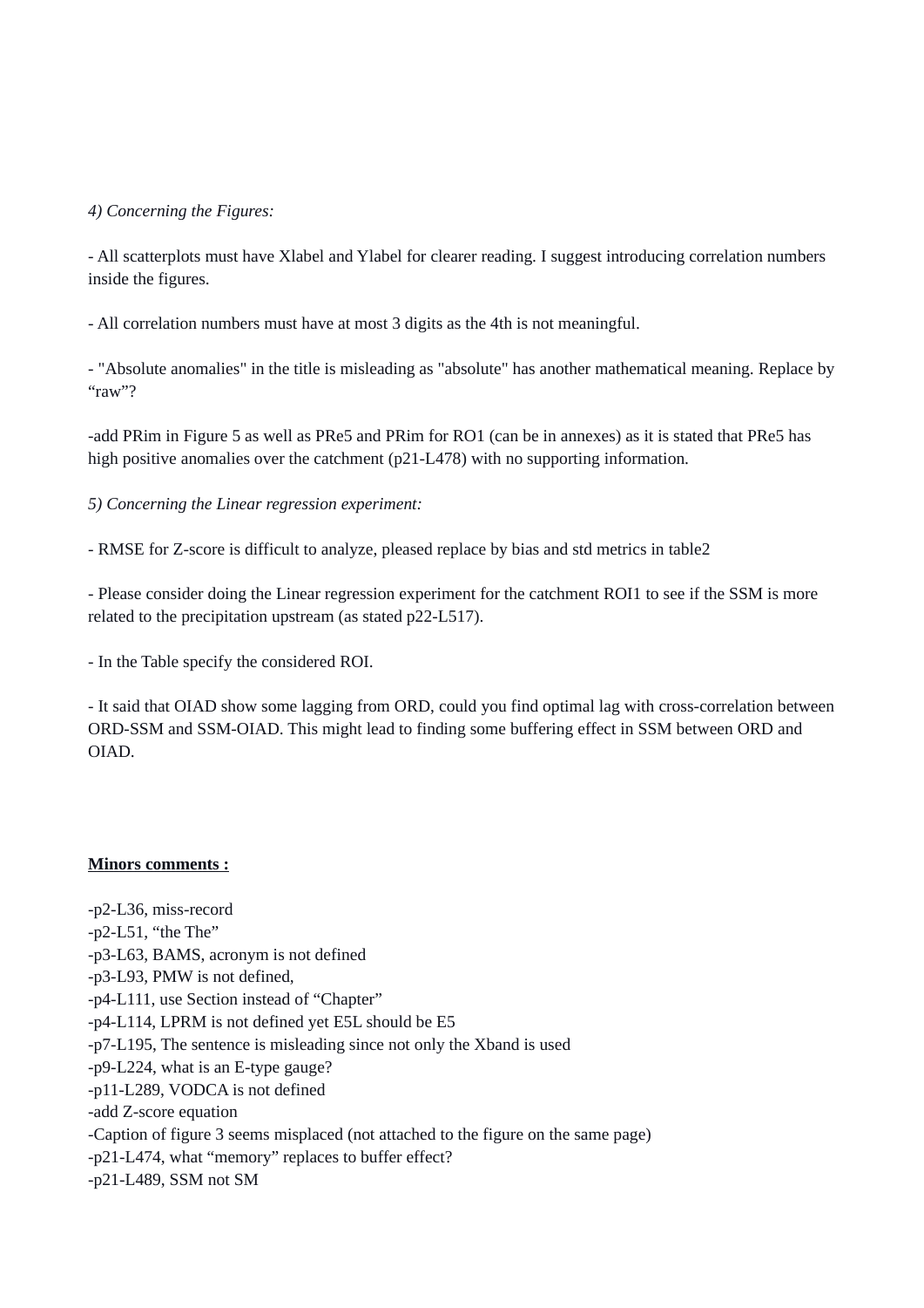*4) Concerning the Figures:*

- All scatterplots must have Xlabel and Ylabel for clearer reading. I suggest introducing correlation numbers inside the figures.

- All correlation numbers must have at most 3 digits as the 4th is not meaningful.

- "Absolute anomalies" in the title is misleading as "absolute" has another mathematical meaning. Replace by “raw”?

-add PRim in Figure 5 as well as PRe5 and PRim for RO1 (can be in annexes) as it is stated that PRe5 has high positive anomalies over the catchment (p21-L478) with no supporting information.

*5) Concerning the Linear regression experiment:*

- RMSE for Z-score is difficult to analyze, pleased replace by bias and std metrics in table2

- Please consider doing the Linear regression experiment for the catchment ROI1 to see if the SSM is more related to the precipitation upstream (as stated p22-L517).

- In the Table specify the considered ROI.

- It said that OIAD show some lagging from ORD, could you find optimal lag with cross-correlation between ORD-SSM and SSM-OIAD. This might lead to finding some buffering effect in SSM between ORD and OIAD.

<u>**Minors comments :**</u>

-p2-L36, miss-record
-p2-L51, “the The”
-p3-L63, BAMS, acronym is not defined
-p3-L93, PMW is not defined,
-p4-L111, use Section instead of “Chapter”
-p4-L114, LPRM is not defined yet E5L should be E5
-p7-L195, The sentence is misleading since not only the Xband is used
-p9-L224, what is an E-type gauge?
-p11-L289, VODCA is not defined
-add Z-score equation
-Caption of figure 3 seems misplaced (not attached to the figure on the same page)
-p21-L474, what “memory” replaces to buffer effect?
-p21-L489, SSM not SM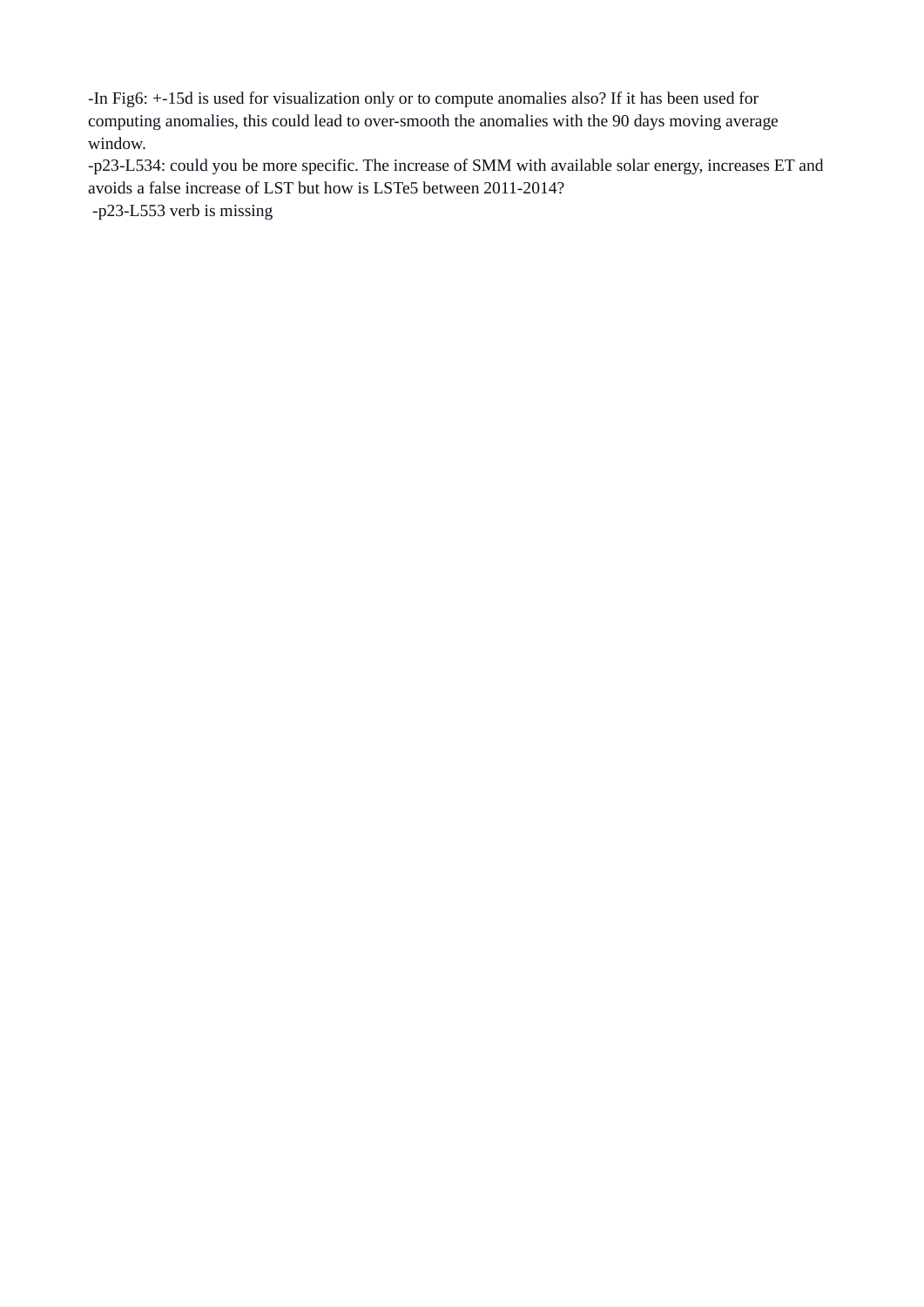-In Fig6: +-15d is used for visualization only or to compute anomalies also? If it has been used for computing anomalies, this could lead to over-smooth the anomalies with the 90 days moving average window.

-p23-L534: could you be more specific. The increase of SMM with available solar energy, increases ET and avoids a false increase of LST but how is LSTe5 between 2011-2014?

-p23-L553 verb is missing